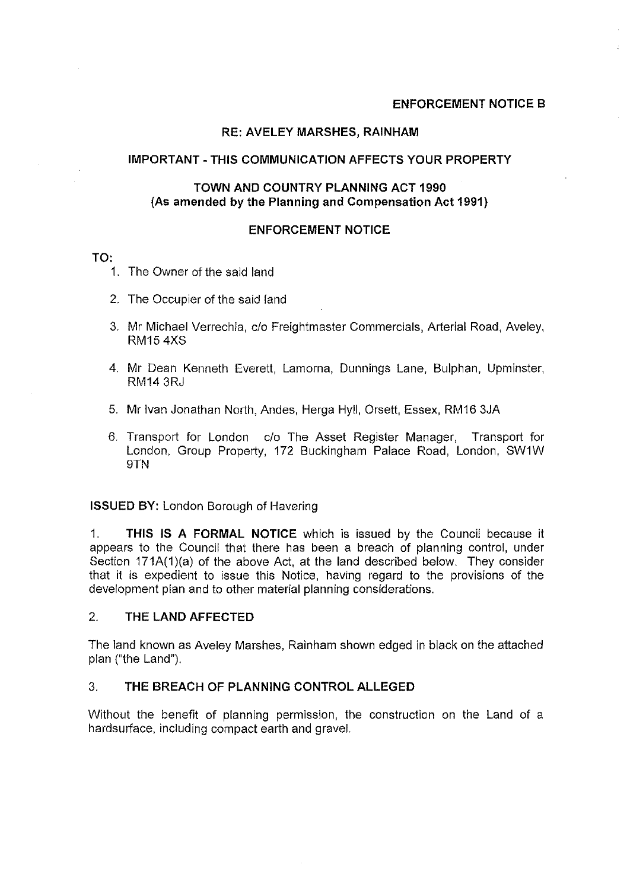**ENFORCEMENT NOTICE B**

**RE: AVELEY MARSHES, RAINHAM**

**IMPORTANT - THIS COMMUNICATION AFFECTS YOUR PROPERTY**

**TOWN AND COUNTRY PLANNING ACT 1990**
**(As amended by the Planning and Compensation Act 1991)**

**ENFORCEMENT NOTICE**

**TO:**

1. The Owner of the said land
2. The Occupier of the said land
3. Mr Michael Verrechia, c/o Freightmaster Commercials, Arterial Road, Aveley, RM15 4XS
4. Mr Dean Kenneth Everett, Lamorna, Dunnings Lane, Bulphan, Upminster, RM14 3RJ
5. Mr Ivan Jonathan North, Andes, Herga Hyll, Orsett, Essex, RM16 3JA
6. Transport for London c/o The Asset Register Manager, Transport for London, Group Property, 172 Buckingham Palace Road, London, SW1W 9TN

**ISSUED BY:** London Borough of Havering

1. **THIS IS A FORMAL NOTICE** which is issued by the Council because it appears to the Council that there has been a breach of planning control, under Section 171A(1)(a) of the above Act, at the land described below. They consider that it is expedient to issue this Notice, having regard to the provisions of the development plan and to other material planning considerations.

## 2. THE LAND AFFECTED

The land known as Aveley Marshes, Rainham shown edged in black on the attached plan ("the Land").

## 3. THE BREACH OF PLANNING CONTROL ALLEGED

Without the benefit of planning permission, the construction on the Land of a hardsurface, including compact earth and gravel.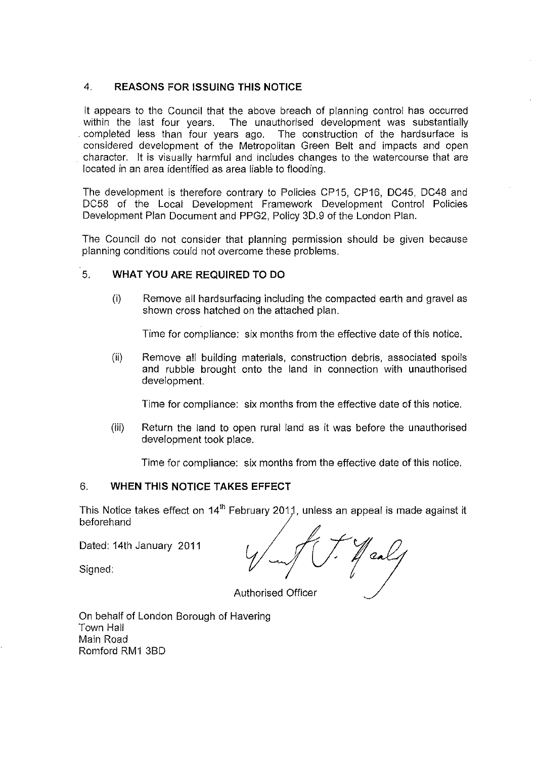## 4. REASONS FOR ISSUING THIS NOTICE

It appears to the Council that the above breach of planning control has occurred within the last four years. The unauthorised development was substantially completed less than four years ago. The construction of the hardsurface is considered development of the Metropolitan Green Belt and impacts and open character. It is visually harmful and includes changes to the watercourse that are located in an area identified as area liable to flooding.

The development is therefore contrary to Policies CP15, CP16, DC45, DC48 and DC58 of the Local Development Framework Development Control Policies Development Plan Document and PPG2, Policy 3D.9 of the London Plan.

The Council do not consider that planning permission should be given because planning conditions could not overcome these problems.

## 5. WHAT YOU ARE REQUIRED TO DO

(i) Remove all hardsurfacing including the compacted earth and gravel as shown cross hatched on the attached plan.

Time for compliance: six months from the effective date of this notice.

(ii) Remove all building materials, construction debris, associated spoils and rubble brought onto the land in connection with unauthorised development.

Time for compliance: six months from the effective date of this notice.

(iii) Return the land to open rural land as it was before the unauthorised development took place.

Time for compliance: six months from the effective date of this notice.

## 6. WHEN THIS NOTICE TAKES EFFECT

This Notice takes effect on 14th February 2011, unless an appeal is made against it beforehand

Dated: 14th January 2011

Signed:

Authorised Officer

On behalf of London Borough of Havering
Town Hall
Main Road
Romford RM1 3BD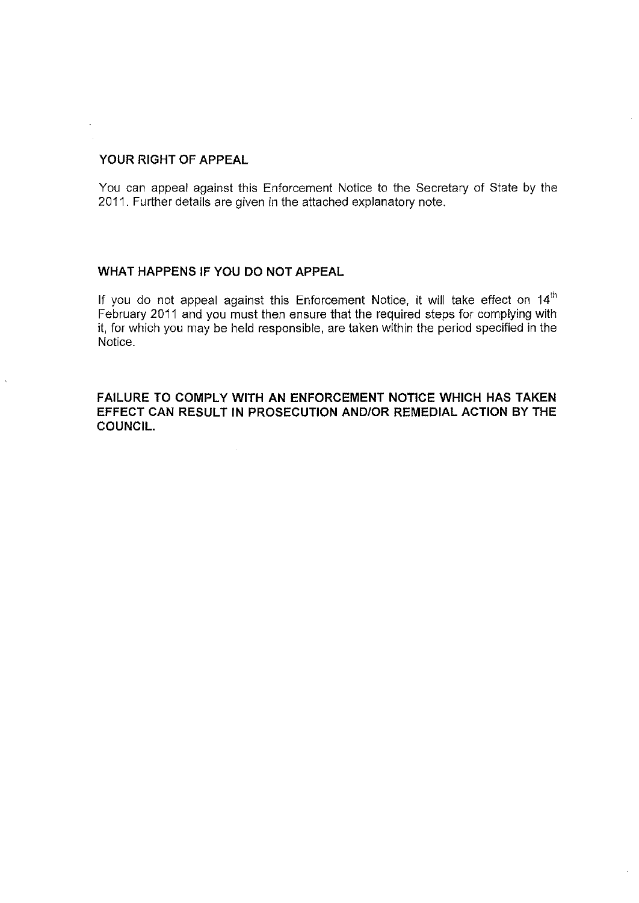**YOUR RIGHT OF APPEAL**

You can appeal against this Enforcement Notice to the Secretary of State by the 2011. Further details are given in the attached explanatory note.

**WHAT HAPPENS IF YOU DO NOT APPEAL**

If you do not appeal against this Enforcement Notice, it will take effect on 14th February 2011 and you must then ensure that the required steps for complying with it, for which you may be held responsible, are taken within the period specified in the Notice.

**FAILURE TO COMPLY WITH AN ENFORCEMENT NOTICE WHICH HAS TAKEN EFFECT CAN RESULT IN PROSECUTION AND/OR REMEDIAL ACTION BY THE COUNCIL.**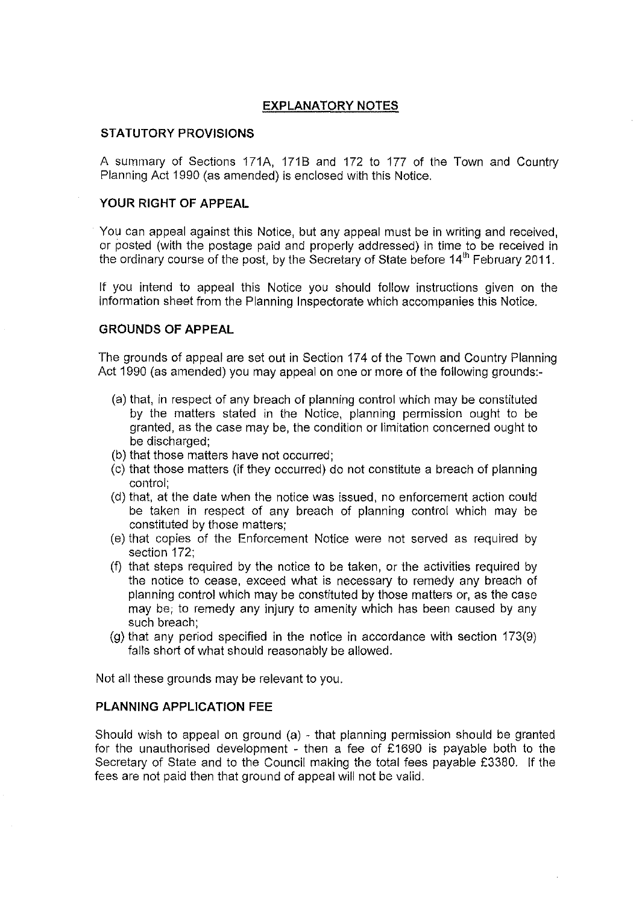## EXPLANATORY NOTES

### STATUTORY PROVISIONS

A summary of Sections 171A, 171B and 172 to 177 of the Town and Country Planning Act 1990 (as amended) is enclosed with this Notice.

### YOUR RIGHT OF APPEAL

You can appeal against this Notice, but any appeal must be in writing and received, or posted (with the postage paid and properly addressed) in time to be received in the ordinary course of the post, by the Secretary of State before 14th February 2011.

If you intend to appeal this Notice you should follow instructions given on the information sheet from the Planning Inspectorate which accompanies this Notice.

### GROUNDS OF APPEAL

The grounds of appeal are set out in Section 174 of the Town and Country Planning Act 1990 (as amended) you may appeal on one or more of the following grounds:-

(a) that, in respect of any breach of planning control which may be constituted by the matters stated in the Notice, planning permission ought to be granted, as the case may be, the condition or limitation concerned ought to be discharged;
(b) that those matters have not occurred;
(c) that those matters (if they occurred) do not constitute a breach of planning control;
(d) that, at the date when the notice was issued, no enforcement action could be taken in respect of any breach of planning control which may be constituted by those matters;
(e) that copies of the Enforcement Notice were not served as required by section 172;
(f) that steps required by the notice to be taken, or the activities required by the notice to cease, exceed what is necessary to remedy any breach of planning control which may be constituted by those matters or, as the case may be, to remedy any injury to amenity which has been caused by any such breach;
(g) that any period specified in the notice in accordance with section 173(9) falls short of what should reasonably be allowed.

Not all these grounds may be relevant to you.

### PLANNING APPLICATION FEE

Should wish to appeal on ground (a) - that planning permission should be granted for the unauthorised development - then a fee of £1690 is payable both to the Secretary of State and to the Council making the total fees payable £3380. If the fees are not paid then that ground of appeal will not be valid.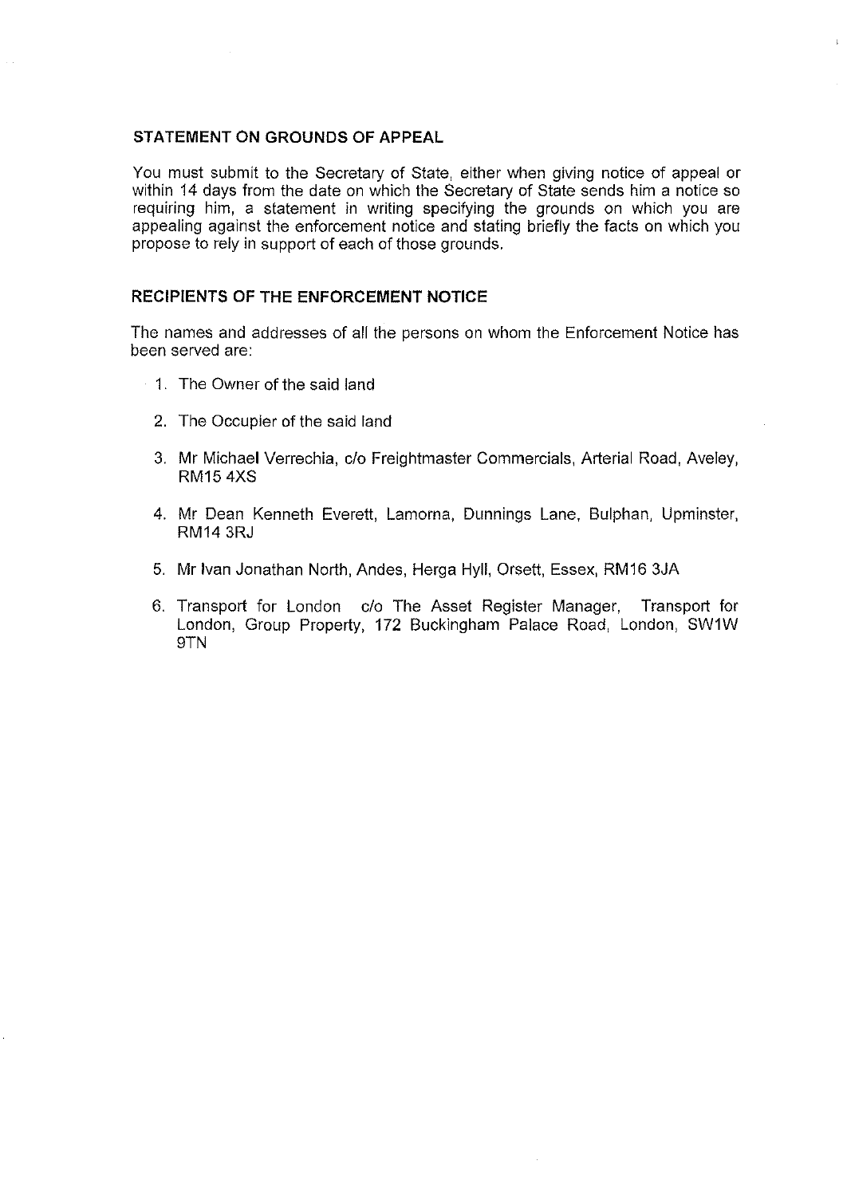## STATEMENT ON GROUNDS OF APPEAL

You must submit to the Secretary of State, either when giving notice of appeal or within 14 days from the date on which the Secretary of State sends him a notice so requiring him, a statement in writing specifying the grounds on which you are appealing against the enforcement notice and stating briefly the facts on which you propose to rely in support of each of those grounds.

## RECIPIENTS OF THE ENFORCEMENT NOTICE

The names and addresses of all the persons on whom the Enforcement Notice has been served are:

1. The Owner of the said land
2. The Occupier of the said land
3. Mr Michael Verrechia, c/o Freightmaster Commercials, Arterial Road, Aveley, RM15 4XS
4. Mr Dean Kenneth Everett, Lamorna, Dunnings Lane, Bulphan, Upminster, RM14 3RJ
5. Mr Ivan Jonathan North, Andes, Herga Hyll, Orsett, Essex, RM16 3JA
6. Transport for London c/o The Asset Register Manager, Transport for London, Group Property, 172 Buckingham Palace Road, London, SW1W 9TN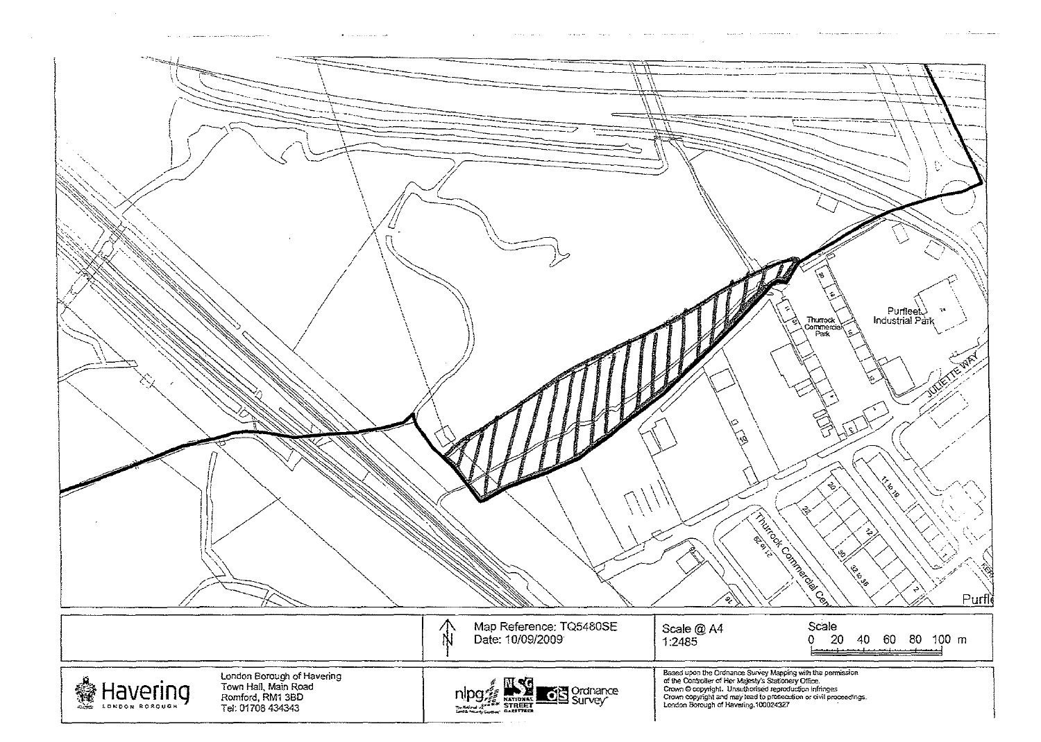Purfleet Industrial Park

Thurrock Commercial Park

JULIETTE WAY

Thurrock Commercial Cen

Purfl

Map Reference: TQ5480SE
Date: 10/09/2009

Scale @ A4
1:2485

Scale
0 20 40 60 80 100 m

Havering
LONDON BOROUGH

London Borough of Havering
Town Hall, Main Road
Romford, RM1 3BD
Tel: 01708 434343

nlpg NSG NATIONAL STREET GAZETTEER os Ordnance Survey

Based upon the Ordnance Survey Mapping with the permission of the Controller of Her Majesty's Stationery Office.
Crown © copyright. Unauthorised reproduction infringes Crown copyright and may lead to prosecution or civil proceedings.
London Borough of Havering.100024327